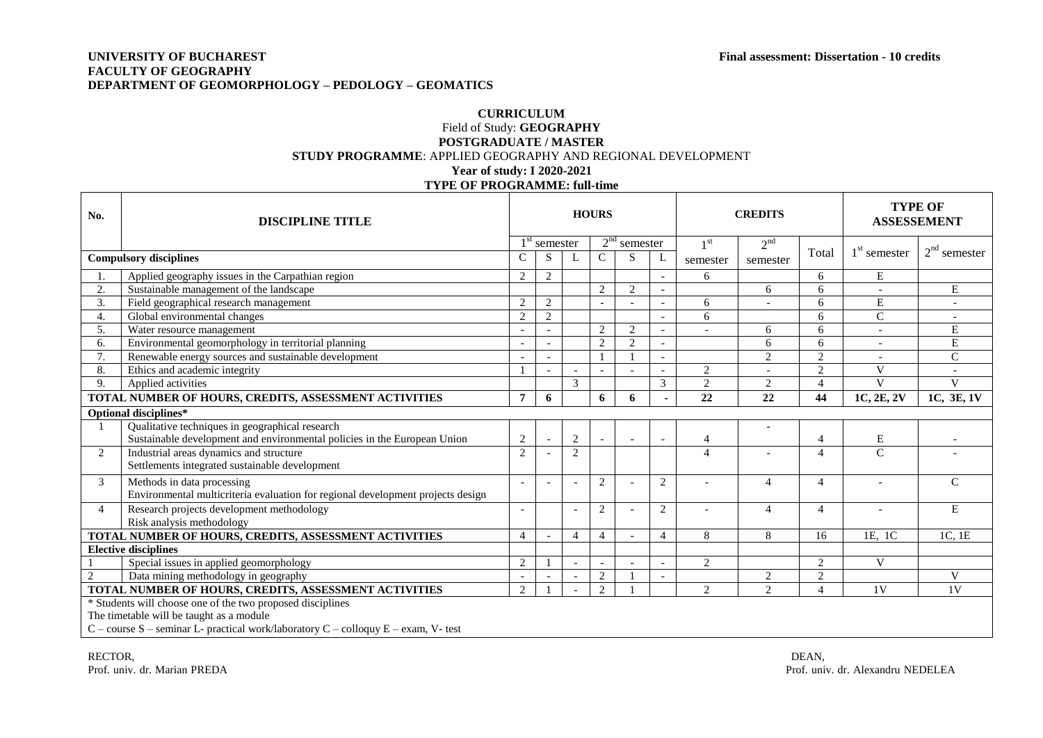**UNIVERSITY OF BUCHAREST**
**FACULTY OF GEOGRAPHY**
**DEPARTMENT OF GEOMORPHOLOGY – PEDOLOGY – GEOMATICS**

**Final assessment: Dissertation - 10 credits**

**CURRICULUM**
Field of Study: **GEOGRAPHY**
**POSTGRADUATE / MASTER**
**STUDY PROGRAMME**: APPLIED GEOGRAPHY AND REGIONAL DEVELOPMENT
**Year of study: I 2020-2021**
**TYPE OF PROGRAMME: full-time**

| No. | DISCIPLINE TITLE | HOURS | | | | | | CREDITS | | | TYPE OF ASSESSEMENT | |
|---|---|---|---|---|---|---|---|---|---|---|---|---|
| | | 1st semester | | | 2nd semester | | | 1st semester | 2nd semester | Total | 1st semester | 2nd semester |
| **Compulsory disciplines** | | C | S | L | C | S | L | | | | | |
| 1. | Applied geography issues in the Carpathian region | 2 | 2 | | | | - | 6 | | 6 | E | |
| 2. | Sustainable management of the landscape | | | | 2 | 2 | - | | 6 | 6 | - | E |
| 3. | Field geographical research management | 2 | 2 | | - | - | - | 6 | - | 6 | E | - |
| 4. | Global environmental changes | 2 | 2 | | | | - | 6 | | 6 | C | - |
| 5. | Water resource management | - | - | | 2 | 2 | - | - | 6 | 6 | - | E |
| 6. | Environmental geomorphology in territorial planning | - | - | | 2 | 2 | - | | 6 | 6 | - | E |
| 7. | Renewable energy sources and sustainable development | - | - | | 1 | 1 | - | | 2 | 2 | - | C |
| 8. | Ethics and academic integrity | 1 | - | - | - | - | - | 2 | - | 2 | V | - |
| 9. | Applied activities | | | 3 | | | 3 | 2 | 2 | 4 | V | V |
| **TOTAL NUMBER OF HOURS, CREDITS, ASSESSMENT ACTIVITIES** | | **7** | **6** | | **6** | **6** | **-** | **22** | **22** | **44** | **1C, 2E, 2V** | **1C, 3E, 1V** |
| **Optional disciplines*** | | | | | | | | | | | | |
| 1 | Qualitative techniques in geographical research<br>Sustainable development and environmental policies in the European Union | 2 | - | 2 | - | - | - | 4 | - | 4 | E | - |
| 2 | Industrial areas dynamics and structure<br>Settlements integrated sustainable development | 2 | - | 2 | | | | 4 | - | 4 | C | - |
| 3 | Methods in data processing<br>Environmental multicriteria evaluation for regional development projects design | - | - | - | 2 | - | 2 | - | 4 | 4 | - | C |
| 4 | Research projects development methodology<br>Risk analysis methodology | - | | - | 2 | - | 2 | - | 4 | 4 | - | E |
| **TOTAL NUMBER OF HOURS, CREDITS, ASSESSMENT ACTIVITIES** | | 4 | - | 4 | 4 | - | 4 | 8 | 8 | 16 | 1E, 1C | 1C, 1E |
| **Elective disciplines** | | | | | | | | | | | | |
| 1 | Special issues in applied geomorphology | 2 | 1 | - | - | - | - | 2 | | 2 | V | |
| 2 | Data mining methodology in geography | - | - | - | 2 | 1 | - | | 2 | 2 | | V |
| **TOTAL NUMBER OF HOURS, CREDITS, ASSESSMENT ACTIVITIES** | | 2 | 1 | - | 2 | 1 | | 2 | 2 | 4 | 1V | 1V |

\* Students will choose one of the two proposed disciplines
The timetable will be taught as a module
C – course S – seminar L- practical work/laboratory C – colloquy E – exam, V- test

RECTOR,
Prof. univ. dr. Marian PREDA

DEAN,
Prof. univ. dr. Alexandru NEDELEA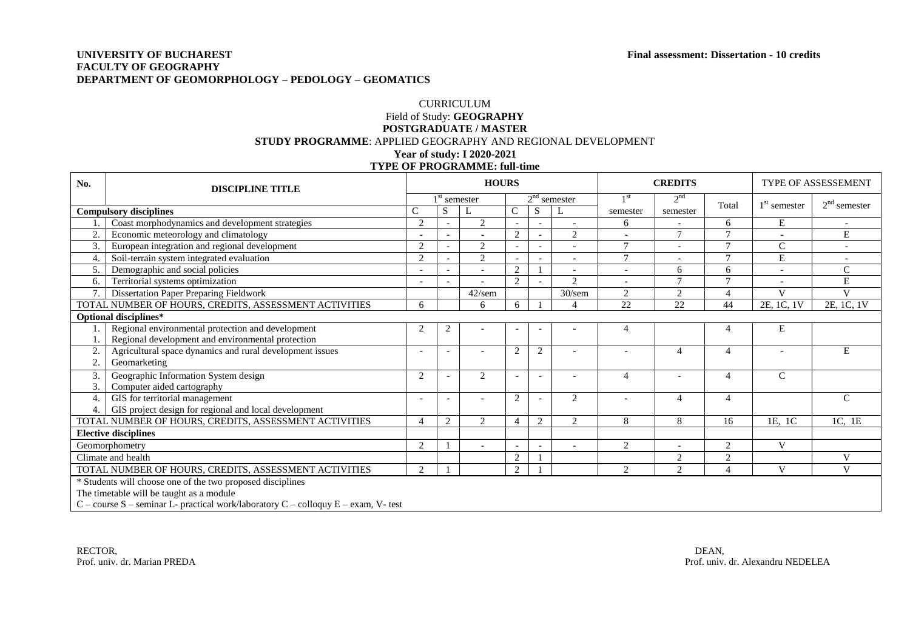**UNIVERSITY OF BUCHAREST**
**FACULTY OF GEOGRAPHY**
**DEPARTMENT OF GEOMORPHOLOGY – PEDOLOGY – GEOMATICS**

**Final assessment: Dissertation - 10 credits**

CURRICULUM
Field of Study: **GEOGRAPHY**
**POSTGRADUATE / MASTER**
**STUDY PROGRAMME**: APPLIED GEOGRAPHY AND REGIONAL DEVELOPMENT
**Year of study: I 2020-2021**
**TYPE OF PROGRAMME: full-time**

| No. | DISCIPLINE TITLE | HOURS | | | | | | CREDITS | | | TYPE OF ASSESSEMENT | |
|---|---|---|---|---|---|---|---|---|---|---|---|---|
| | | 1st semester | | | 2nd semester | | | 1st semester | 2nd semester | Total | 1st semester | 2nd semester |
| **Compulsory disciplines** | | C | S | L | C | S | L | | | | | |
| 1. | Coast morphodynamics and development strategies | 2 | - | 2 | - | - | - | 6 | - | 6 | E | - |
| 2. | Economic meteorology and climatology | - | - | - | 2 | - | 2 | - | 7 | 7 | - | E |
| 3. | European integration and regional development | 2 | - | 2 | - | - | - | 7 | - | 7 | C | - |
| 4. | Soil-terrain system integrated evaluation | 2 | - | 2 | - | - | - | 7 | - | 7 | E | - |
| 5. | Demographic and social policies | - | - | - | 2 | 1 | - | - | 6 | 6 | - | C |
| 6. | Territorial systems optimization | - | - | - | 2 | - | 2 | - | 7 | 7 | - | E |
| 7. | Dissertation Paper Preparing Fieldwork | | | 42/sem | | | 30/sem | 2 | 2 | 4 | V | V |
| TOTAL NUMBER OF HOURS, CREDITS, ASSESSMENT ACTIVITIES | | 6 | | 6 | 6 | 1 | 4 | 22 | 22 | 44 | 2E, 1C, 1V | 2E, 1C, 1V |
| **Optional disciplines*** | | | | | | | | | | | | |
| 1.<br>1. | Regional environmental protection and development<br>Regional development and environmental protection | 2 | 2 | - | - | - | - | 4 | | 4 | E | |
| 2.<br>2. | Agricultural space dynamics and rural development issues<br>Geomarketing | - | - | - | 2 | 2 | - | - | 4 | 4 | - | E |
| 3.<br>3. | Geographic Information System design<br>Computer aided cartography | 2 | - | 2 | - | - | - | 4 | - | 4 | C | |
| 4.<br>4. | GIS for territorial management<br>GIS project design for regional and local development | - | - | - | 2 | - | 2 | - | 4 | 4 | | C |
| TOTAL NUMBER OF HOURS, CREDITS, ASSESSMENT ACTIVITIES | | 4 | 2 | 2 | 4 | 2 | 2 | 8 | 8 | 16 | 1E, 1C | 1C, 1E |
| **Elective disciplines** | | | | | | | | | | | | |
| Geomorphometry | | 2 | 1 | - | - | - | - | 2 | - | 2 | V | |
| Climate and health | | | | | 2 | 1 | | | 2 | 2 | | V |
| TOTAL NUMBER OF HOURS, CREDITS, ASSESSMENT ACTIVITIES | | 2 | 1 | | 2 | 1 | | 2 | 2 | 4 | V | V |

\* Students will choose one of the two proposed disciplines
The timetable will be taught as a module
C – course S – seminar L- practical work/laboratory C – colloquy E – exam, V- test

RECTOR,
Prof. univ. dr. Marian PREDA

DEAN,
Prof. univ. dr. Alexandru NEDELEA